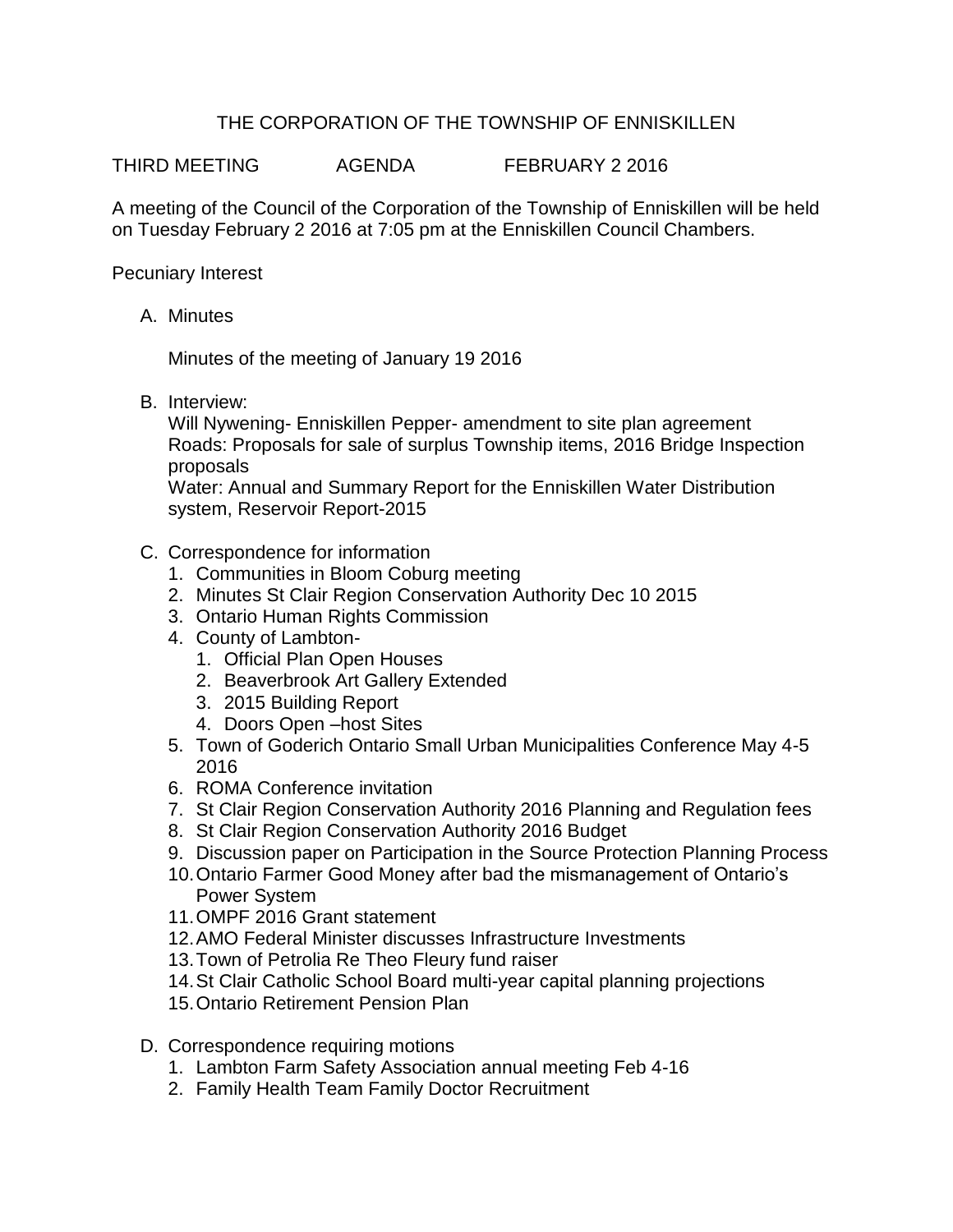# THE CORPORATION OF THE TOWNSHIP OF ENNISKILLEN

THIRD MEETING AGENDA FEBRUARY 2 2016

A meeting of the Council of the Corporation of the Township of Enniskillen will be held on Tuesday February 2 2016 at 7:05 pm at the Enniskillen Council Chambers.

Pecuniary Interest

A. Minutes

   Minutes of the meeting of January 19 2016

B. Interview:
   Will Nywening- Enniskillen Pepper- amendment to site plan agreement
   Roads: Proposals for sale of surplus Township items, 2016 Bridge Inspection proposals
   Water: Annual and Summary Report for the Enniskillen Water Distribution system, Reservoir Report-2015

C. Correspondence for information
   1. Communities in Bloom Coburg meeting
   2. Minutes St Clair Region Conservation Authority Dec 10 2015
   3. Ontario Human Rights Commission
   4. County of Lambton-
      1. Official Plan Open Houses
      2. Beaverbrook Art Gallery Extended
      3. 2015 Building Report
      4. Doors Open –host Sites
   5. Town of Goderich Ontario Small Urban Municipalities Conference May 4-5 2016
   6. ROMA Conference invitation
   7. St Clair Region Conservation Authority 2016 Planning and Regulation fees
   8. St Clair Region Conservation Authority 2016 Budget
   9. Discussion paper on Participation in the Source Protection Planning Process
   10. Ontario Farmer Good Money after bad the mismanagement of Ontario's Power System
   11. OMPF 2016 Grant statement
   12. AMO Federal Minister discusses Infrastructure Investments
   13. Town of Petrolia Re Theo Fleury fund raiser
   14. St Clair Catholic School Board multi-year capital planning projections
   15. Ontario Retirement Pension Plan

D. Correspondence requiring motions
   1. Lambton Farm Safety Association annual meeting Feb 4-16
   2. Family Health Team Family Doctor Recruitment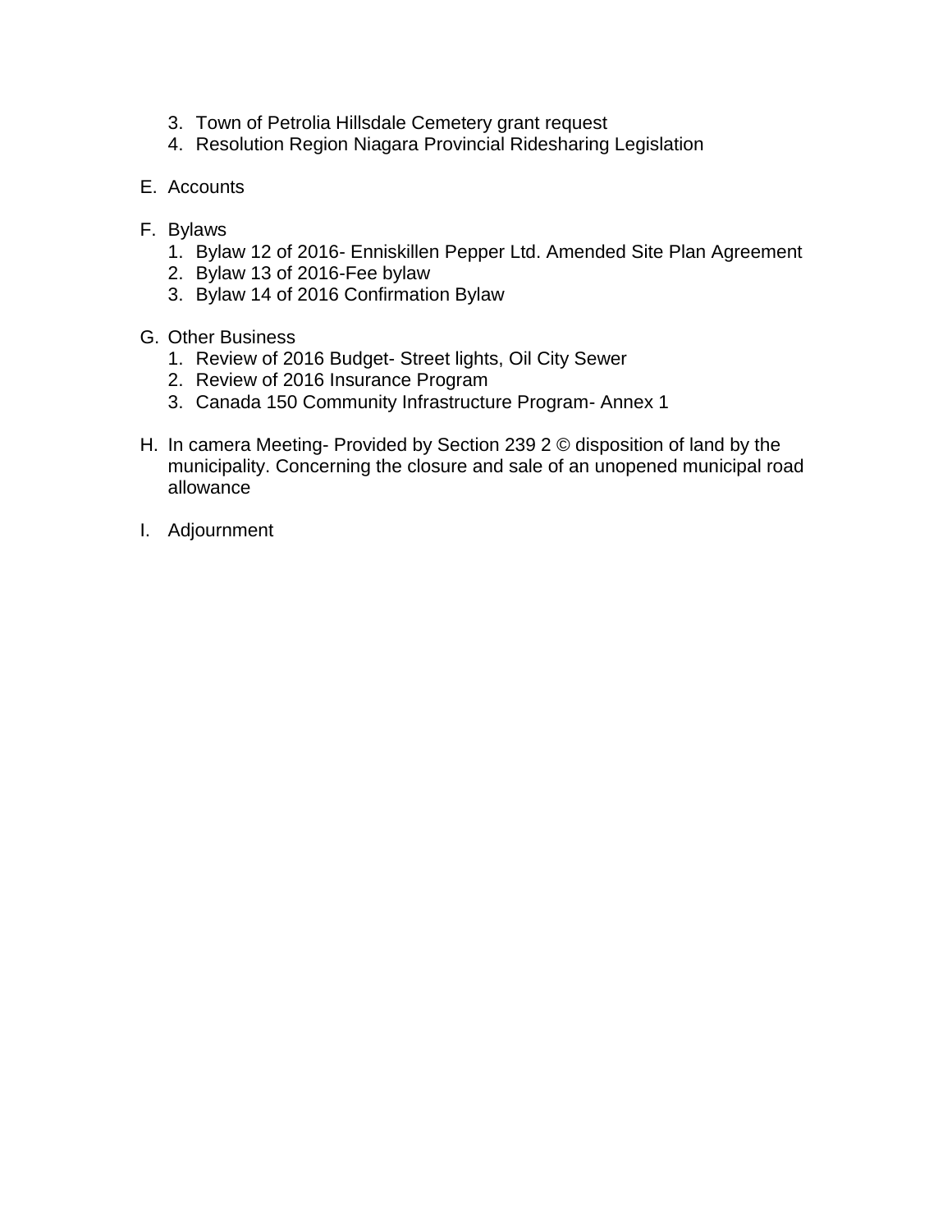3. Town of Petrolia Hillsdale Cemetery grant request
4. Resolution Region Niagara Provincial Ridesharing Legislation

E. Accounts

F. Bylaws
   1. Bylaw 12 of 2016- Enniskillen Pepper Ltd. Amended Site Plan Agreement
   2. Bylaw 13 of 2016-Fee bylaw
   3. Bylaw 14 of 2016 Confirmation Bylaw

G. Other Business
   1. Review of 2016 Budget- Street lights, Oil City Sewer
   2. Review of 2016 Insurance Program
   3. Canada 150 Community Infrastructure Program- Annex 1

H. In camera Meeting- Provided by Section 239 2 © disposition of land by the municipality. Concerning the closure and sale of an unopened municipal road allowance

I. Adjournment